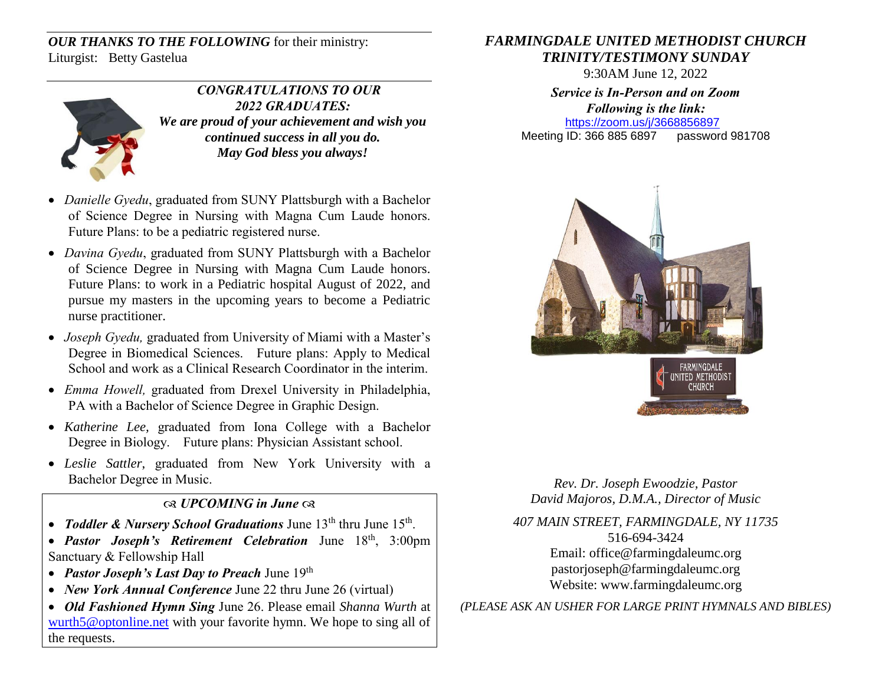***OUR THANKS TO THE FOLLOWING*** for their ministry:
Liturgist: Betty Gastelua

***CONGRATULATIONS TO OUR 2022 GRADUATES:***
***We are proud of your achievement and wish you continued success in all you do.***
***May God bless you always!***

- *Danielle Gyedu*, graduated from SUNY Plattsburgh with a Bachelor of Science Degree in Nursing with Magna Cum Laude honors. Future Plans: to be a pediatric registered nurse.
- *Davina Gyedu*, graduated from SUNY Plattsburgh with a Bachelor of Science Degree in Nursing with Magna Cum Laude honors. Future Plans: to work in a Pediatric hospital August of 2022, and pursue my masters in the upcoming years to become a Pediatric nurse practitioner.
- *Joseph Gyedu,* graduated from University of Miami with a Master's Degree in Biomedical Sciences. Future plans: Apply to Medical School and work as a Clinical Research Coordinator in the interim.
- *Emma Howell,* graduated from Drexel University in Philadelphia, PA with a Bachelor of Science Degree in Graphic Design.
- *Katherine Lee,* graduated from Iona College with a Bachelor Degree in Biology. Future plans: Physician Assistant school.
- *Leslie Sattler*, graduated from New York University with a Bachelor Degree in Music.

### ***UPCOMING in June***

- ***Toddler & Nursery School Graduations*** June 13th thru June 15th.
- ***Pastor Joseph's Retirement Celebration*** June 18th, 3:00pm Sanctuary & Fellowship Hall
- ***Pastor Joseph's Last Day to Preach*** June 19th
- ***New York Annual Conference*** June 22 thru June 26 (virtual)
- ***Old Fashioned Hymn Sing*** June 26. Please email *Shanna Wurth* at wurth5@optonline.net with your favorite hymn. We hope to sing all of the requests.

# ***FARMINGDALE UNITED METHODIST CHURCH***
## ***TRINITY/TESTIMONY SUNDAY***

9:30AM June 12, 2022

***Service is In-Person and on Zoom***
***Following is the link:***
https://zoom.us/j/3668856897
Meeting ID: 366 885 6897 password 981708

*Rev. Dr. Joseph Ewoodzie, Pastor*
*David Majoros, D.M.A., Director of Music*

*407 MAIN STREET, FARMINGDALE, NY 11735*
516-694-3424
Email: office@farmingdaleumc.org
pastorjoseph@farmingdaleumc.org
Website: www.farmingdaleumc.org

*(PLEASE ASK AN USHER FOR LARGE PRINT HYMNALS AND BIBLES)*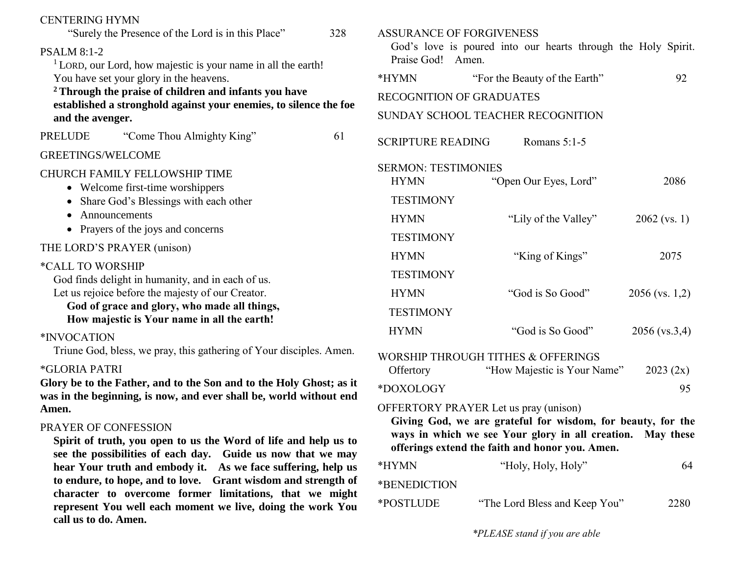CENTERING HYMN

"Surely the Presence of the Lord is in this Place" 328

PSALM 8:1-2

[1] LORD, our Lord, how majestic is your name in all the earth!
You have set your glory in the heavens.
**[2] Through the praise of children and infants you have established a stronghold against your enemies, to silence the foe and the avenger.**

PRELUDE "Come Thou Almighty King" 61

GREETINGS/WELCOME

CHURCH FAMILY FELLOWSHIP TIME

- Welcome first-time worshippers
- Share God's Blessings with each other
- Announcements
- Prayers of the joys and concerns

THE LORD'S PRAYER (unison)

*CALL TO WORSHIP

God finds delight in humanity, and in each of us.
Let us rejoice before the majesty of our Creator.
**God of grace and glory, who made all things,**
**How majestic is Your name in all the earth!**

*INVOCATION

Triune God, bless, we pray, this gathering of Your disciples. Amen.

*GLORIA PATRI

**Glory be to the Father, and to the Son and to the Holy Ghost; as it was in the beginning, is now, and ever shall be, world without end Amen.**

PRAYER OF CONFESSION

**Spirit of truth, you open to us the Word of life and help us to see the possibilities of each day. Guide us now that we may hear Your truth and embody it. As we face suffering, help us to endure, to hope, and to love. Grant wisdom and strength of character to overcome former limitations, that we might represent You well each moment we live, doing the work You call us to do. Amen.**

ASSURANCE OF FORGIVENESS

God's love is poured into our hearts through the Holy Spirit. Praise God! Amen.

*HYMN "For the Beauty of the Earth" 92

RECOGNITION OF GRADUATES

SUNDAY SCHOOL TEACHER RECOGNITION

SCRIPTURE READING Romans 5:1-5

SERMON: TESTIMONIES

HYMN "Open Our Eyes, Lord" 2086

TESTIMONY

HYMN "Lily of the Valley" 2062 (vs. 1)

TESTIMONY

HYMN "King of Kings" 2075

TESTIMONY

HYMN "God is So Good" 2056 (vs. 1,2)

TESTIMONY

HYMN "God is So Good" 2056 (vs.3,4)

WORSHIP THROUGH TITHES & OFFERINGS

Offertory "How Majestic is Your Name" 2023 (2x)

*DOXOLOGY 95

OFFERTORY PRAYER Let us pray (unison)

**Giving God, we are grateful for wisdom, for beauty, for the ways in which we see Your glory in all creation. May these offerings extend the faith and honor you. Amen.**

*HYMN "Holy, Holy, Holy" 64

*BENEDICTION

*POSTLUDE "The Lord Bless and Keep You" 2280

*\*PLEASE stand if you are able*